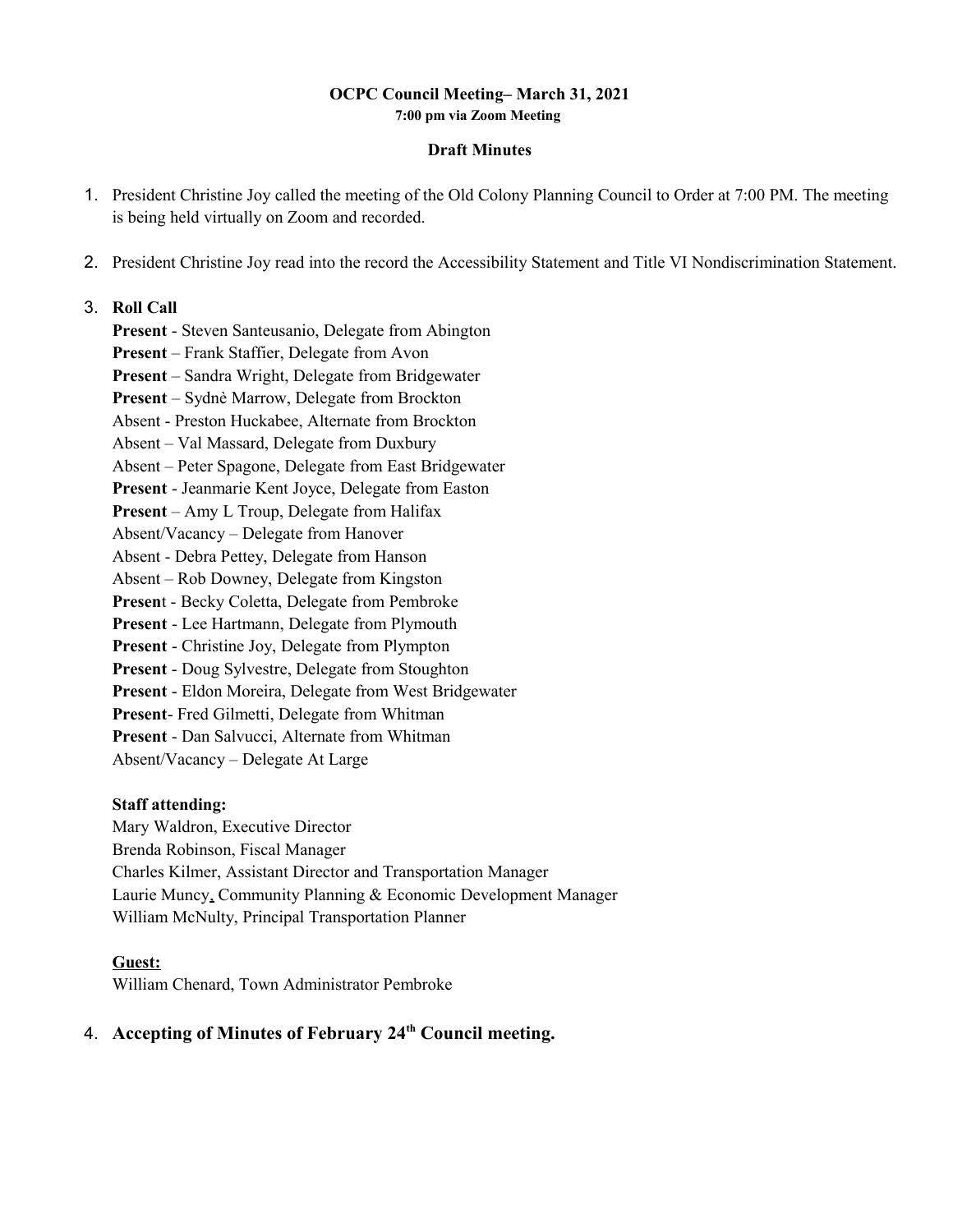**OCPC Council Meeting– March 31, 2021**
**7:00 pm via Zoom Meeting**

**Draft Minutes**

1. President Christine Joy called the meeting of the Old Colony Planning Council to Order at 7:00 PM. The meeting is being held virtually on Zoom and recorded.

2. President Christine Joy read into the record the Accessibility Statement and Title VI Nondiscrimination Statement.

3. **Roll Call**

   **Present** - Steven Santeusanio, Delegate from Abington
   **Present** – Frank Staffier, Delegate from Avon
   **Present** – Sandra Wright, Delegate from Bridgewater
   **Present** – Sydnè Marrow, Delegate from Brockton
   Absent - Preston Huckabee, Alternate from Brockton
   Absent – Val Massard, Delegate from Duxbury
   Absent – Peter Spagone, Delegate from East Bridgewater
   **Present** - Jeanmarie Kent Joyce, Delegate from Easton
   **Present** – Amy L Troup, Delegate from Halifax
   Absent/Vacancy – Delegate from Hanover
   Absent - Debra Pettey, Delegate from Hanson
   Absent – Rob Downey, Delegate from Kingston
   **Presen**t - Becky Coletta, Delegate from Pembroke
   **Present** - Lee Hartmann, Delegate from Plymouth
   **Present** - Christine Joy, Delegate from Plympton
   **Present** - Doug Sylvestre, Delegate from Stoughton
   **Present** - Eldon Moreira, Delegate from West Bridgewater
   **Present**- Fred Gilmetti, Delegate from Whitman
   **Present** - Dan Salvucci, Alternate from Whitman
   Absent/Vacancy – Delegate At Large

   **Staff attending:**
   Mary Waldron, Executive Director
   Brenda Robinson, Fiscal Manager
   Charles Kilmer, Assistant Director and Transportation Manager
   Laurie Muncy, Community Planning & Economic Development Manager
   William McNulty, Principal Transportation Planner

   **Guest:**
   William Chenard, Town Administrator Pembroke

4. **Accepting of Minutes of February 24th Council meeting.**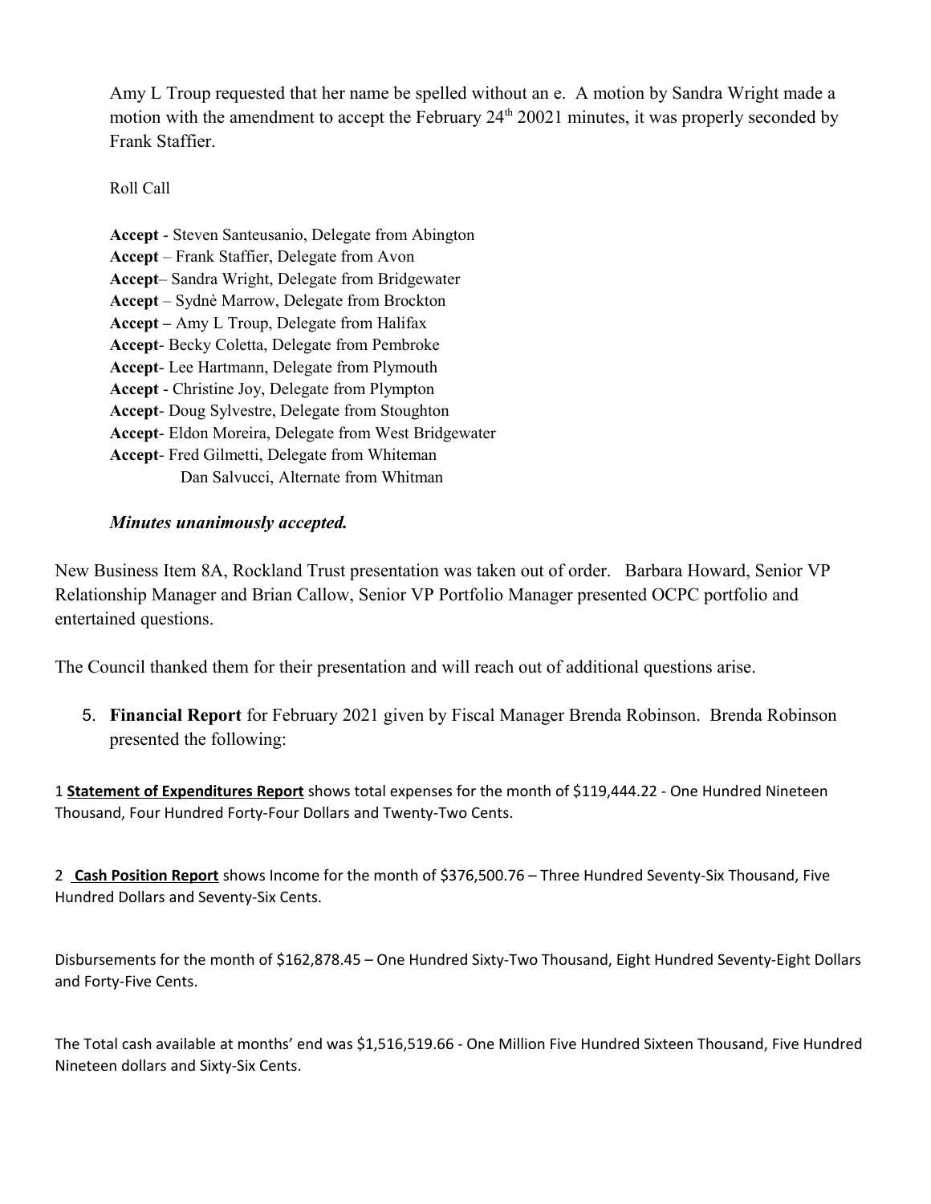Amy L Troup requested that her name be spelled without an e. A motion by Sandra Wright made a motion with the amendment to accept the February 24th 20021 minutes, it was properly seconded by Frank Staffier.

Roll Call

**Accept** - Steven Santeusanio, Delegate from Abington
**Accept** – Frank Staffier, Delegate from Avon
**Accept**– Sandra Wright, Delegate from Bridgewater
**Accept** – Sydnè Marrow, Delegate from Brockton
**Accept –** Amy L Troup, Delegate from Halifax
**Accept**- Becky Coletta, Delegate from Pembroke
**Accept**- Lee Hartmann, Delegate from Plymouth
**Accept** - Christine Joy, Delegate from Plympton
**Accept**- Doug Sylvestre, Delegate from Stoughton
**Accept**- Eldon Moreira, Delegate from West Bridgewater
**Accept**- Fred Gilmetti, Delegate from Whiteman
Dan Salvucci, Alternate from Whitman

***Minutes unanimously accepted.***

New Business Item 8A, Rockland Trust presentation was taken out of order. Barbara Howard, Senior VP Relationship Manager and Brian Callow, Senior VP Portfolio Manager presented OCPC portfolio and entertained questions.

The Council thanked them for their presentation and will reach out of additional questions arise.

5. **Financial Report** for February 2021 given by Fiscal Manager Brenda Robinson. Brenda Robinson presented the following:

1 **Statement of Expenditures Report** shows total expenses for the month of $119,444.22 - One Hundred Nineteen Thousand, Four Hundred Forty-Four Dollars and Twenty-Two Cents.

2 **Cash Position Report** shows Income for the month of $376,500.76 – Three Hundred Seventy-Six Thousand, Five Hundred Dollars and Seventy-Six Cents.

Disbursements for the month of $162,878.45 – One Hundred Sixty-Two Thousand, Eight Hundred Seventy-Eight Dollars and Forty-Five Cents.

The Total cash available at months' end was $1,516,519.66 - One Million Five Hundred Sixteen Thousand, Five Hundred Nineteen dollars and Sixty-Six Cents.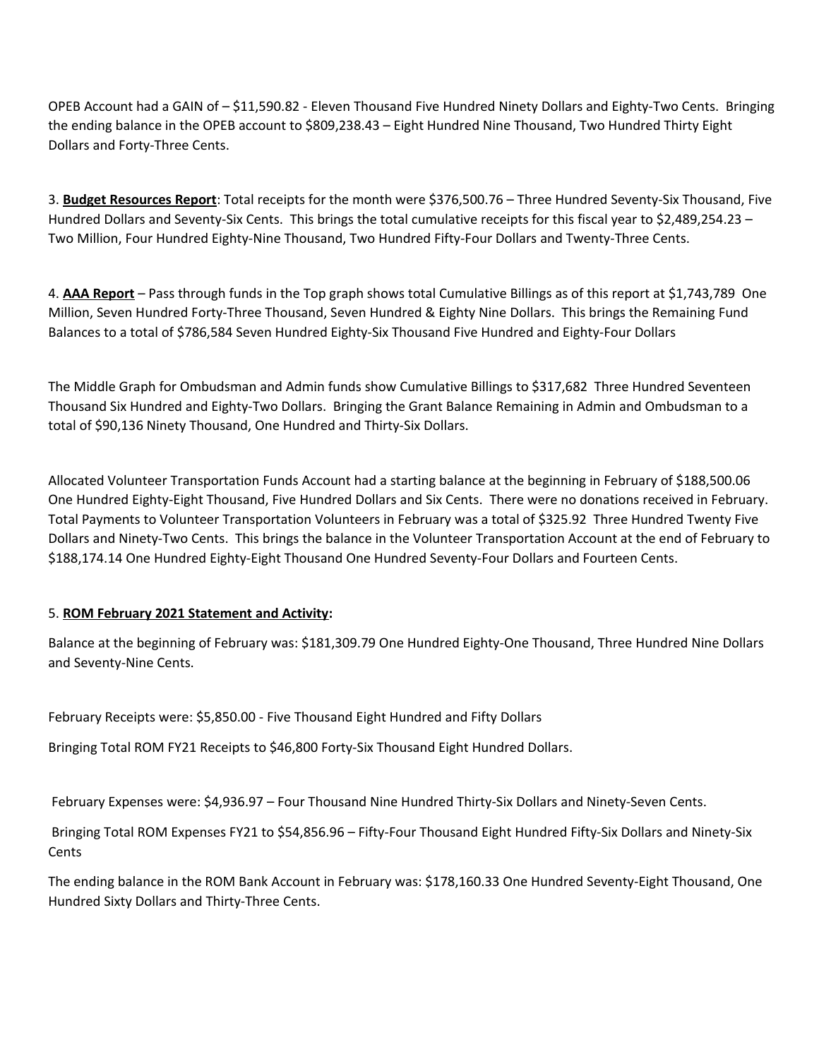OPEB Account had a GAIN of – $11,590.82 - Eleven Thousand Five Hundred Ninety Dollars and Eighty-Two Cents. Bringing the ending balance in the OPEB account to $809,238.43 – Eight Hundred Nine Thousand, Two Hundred Thirty Eight Dollars and Forty-Three Cents.

3. **Budget Resources Report**: Total receipts for the month were $376,500.76 – Three Hundred Seventy-Six Thousand, Five Hundred Dollars and Seventy-Six Cents. This brings the total cumulative receipts for this fiscal year to $2,489,254.23 – Two Million, Four Hundred Eighty-Nine Thousand, Two Hundred Fifty-Four Dollars and Twenty-Three Cents.

4. **AAA Report** – Pass through funds in the Top graph shows total Cumulative Billings as of this report at $1,743,789 One Million, Seven Hundred Forty-Three Thousand, Seven Hundred & Eighty Nine Dollars. This brings the Remaining Fund Balances to a total of $786,584 Seven Hundred Eighty-Six Thousand Five Hundred and Eighty-Four Dollars

The Middle Graph for Ombudsman and Admin funds show Cumulative Billings to $317,682 Three Hundred Seventeen Thousand Six Hundred and Eighty-Two Dollars. Bringing the Grant Balance Remaining in Admin and Ombudsman to a total of $90,136 Ninety Thousand, One Hundred and Thirty-Six Dollars.

Allocated Volunteer Transportation Funds Account had a starting balance at the beginning in February of $188,500.06 One Hundred Eighty-Eight Thousand, Five Hundred Dollars and Six Cents. There were no donations received in February. Total Payments to Volunteer Transportation Volunteers in February was a total of $325.92 Three Hundred Twenty Five Dollars and Ninety-Two Cents. This brings the balance in the Volunteer Transportation Account at the end of February to $188,174.14 One Hundred Eighty-Eight Thousand One Hundred Seventy-Four Dollars and Fourteen Cents.

5. **ROM February 2021 Statement and Activity:**

Balance at the beginning of February was: $181,309.79 One Hundred Eighty-One Thousand, Three Hundred Nine Dollars and Seventy-Nine Cents.

February Receipts were: $5,850.00 - Five Thousand Eight Hundred and Fifty Dollars

Bringing Total ROM FY21 Receipts to $46,800 Forty-Six Thousand Eight Hundred Dollars.

February Expenses were: $4,936.97 – Four Thousand Nine Hundred Thirty-Six Dollars and Ninety-Seven Cents.

Bringing Total ROM Expenses FY21 to $54,856.96 – Fifty-Four Thousand Eight Hundred Fifty-Six Dollars and Ninety-Six Cents

The ending balance in the ROM Bank Account in February was: $178,160.33 One Hundred Seventy-Eight Thousand, One Hundred Sixty Dollars and Thirty-Three Cents.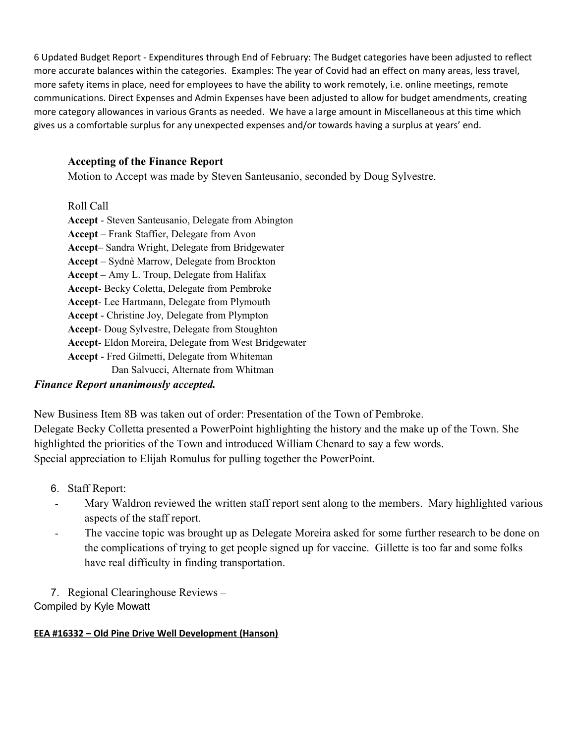6 Updated Budget Report - Expenditures through End of February: The Budget categories have been adjusted to reflect more accurate balances within the categories. Examples: The year of Covid had an effect on many areas, less travel, more safety items in place, need for employees to have the ability to work remotely, i.e. online meetings, remote communications. Direct Expenses and Admin Expenses have been adjusted to allow for budget amendments, creating more category allowances in various Grants as needed. We have a large amount in Miscellaneous at this time which gives us a comfortable surplus for any unexpected expenses and/or towards having a surplus at years' end.

**Accepting of the Finance Report**

Motion to Accept was made by Steven Santeusanio, seconded by Doug Sylvestre.

Roll Call

**Accept** - Steven Santeusanio, Delegate from Abington
**Accept** – Frank Staffier, Delegate from Avon
**Accept**– Sandra Wright, Delegate from Bridgewater
**Accept** – Sydnè Marrow, Delegate from Brockton
**Accept –** Amy L. Troup, Delegate from Halifax
**Accept**- Becky Coletta, Delegate from Pembroke
**Accept**- Lee Hartmann, Delegate from Plymouth
**Accept** - Christine Joy, Delegate from Plympton
**Accept**- Doug Sylvestre, Delegate from Stoughton
**Accept**- Eldon Moreira, Delegate from West Bridgewater
**Accept** - Fred Gilmetti, Delegate from Whiteman
Dan Salvucci, Alternate from Whitman

***Finance Report unanimously accepted.***

New Business Item 8B was taken out of order: Presentation of the Town of Pembroke.
Delegate Becky Colletta presented a PowerPoint highlighting the history and the make up of the Town. She highlighted the priorities of the Town and introduced William Chenard to say a few words.
Special appreciation to Elijah Romulus for pulling together the PowerPoint.

6. Staff Report:
   - Mary Waldron reviewed the written staff report sent along to the members. Mary highlighted various aspects of the staff report.
   - The vaccine topic was brought up as Delegate Moreira asked for some further research to be done on the complications of trying to get people signed up for vaccine. Gillette is too far and some folks have real difficulty in finding transportation.

7. Regional Clearinghouse Reviews –

Compiled by Kyle Mowatt

**EEA #16332 – Old Pine Drive Well Development (Hanson)**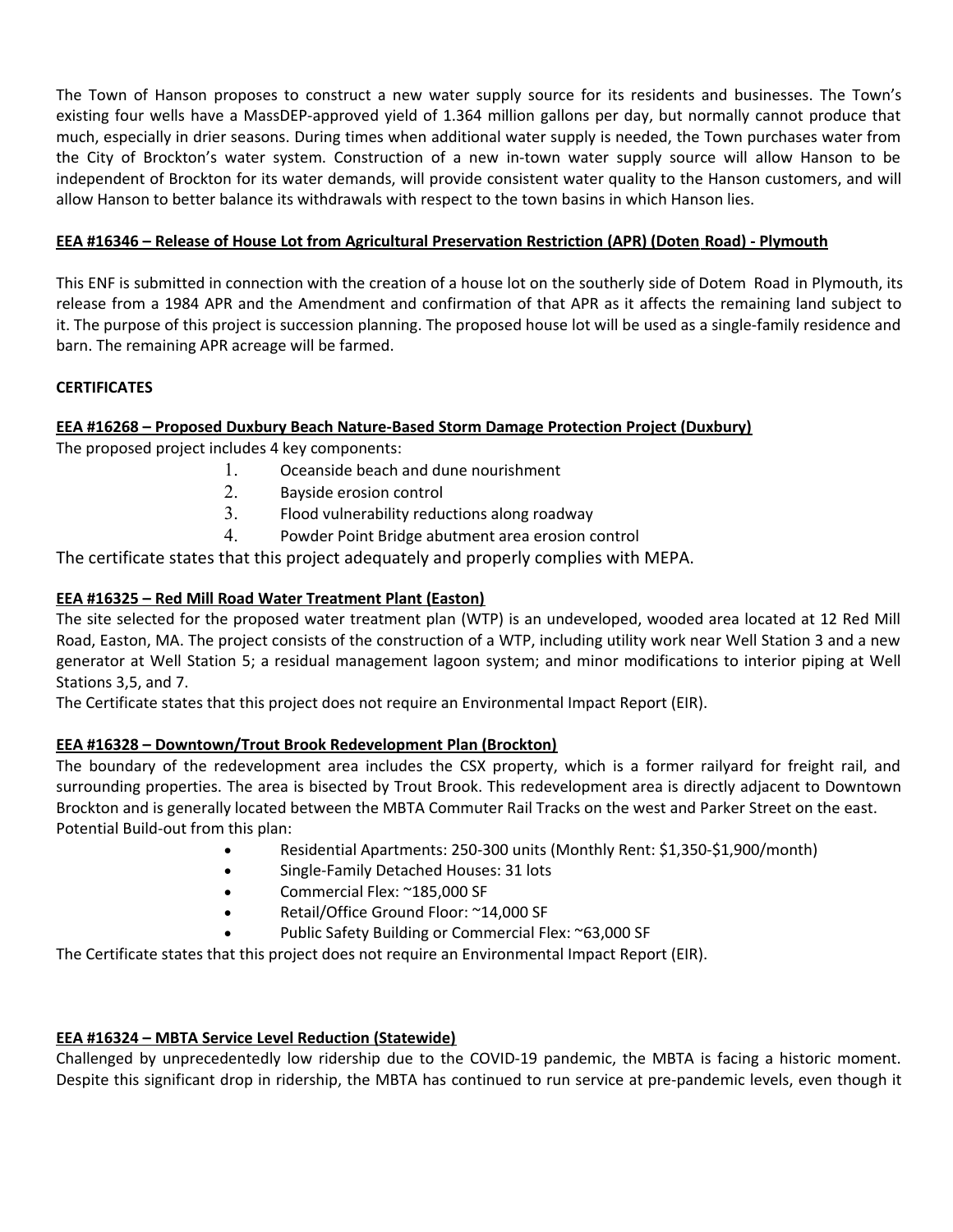The Town of Hanson proposes to construct a new water supply source for its residents and businesses. The Town's existing four wells have a MassDEP-approved yield of 1.364 million gallons per day, but normally cannot produce that much, especially in drier seasons. During times when additional water supply is needed, the Town purchases water from the City of Brockton's water system. Construction of a new in-town water supply source will allow Hanson to be independent of Brockton for its water demands, will provide consistent water quality to the Hanson customers, and will allow Hanson to better balance its withdrawals with respect to the town basins in which Hanson lies.

**EEA #16346 – Release of House Lot from Agricultural Preservation Restriction (APR) (Doten Road) - Plymouth**

This ENF is submitted in connection with the creation of a house lot on the southerly side of Dotem Road in Plymouth, its release from a 1984 APR and the Amendment and confirmation of that APR as it affects the remaining land subject to it. The purpose of this project is succession planning. The proposed house lot will be used as a single-family residence and barn. The remaining APR acreage will be farmed.

**CERTIFICATES**

**EEA #16268 – Proposed Duxbury Beach Nature-Based Storm Damage Protection Project (Duxbury)**

The proposed project includes 4 key components:

1. Oceanside beach and dune nourishment
2. Bayside erosion control
3. Flood vulnerability reductions along roadway
4. Powder Point Bridge abutment area erosion control

The certificate states that this project adequately and properly complies with MEPA.

**EEA #16325 – Red Mill Road Water Treatment Plant (Easton)**

The site selected for the proposed water treatment plan (WTP) is an undeveloped, wooded area located at 12 Red Mill Road, Easton, MA. The project consists of the construction of a WTP, including utility work near Well Station 3 and a new generator at Well Station 5; a residual management lagoon system; and minor modifications to interior piping at Well Stations 3,5, and 7.

The Certificate states that this project does not require an Environmental Impact Report (EIR).

**EEA #16328 – Downtown/Trout Brook Redevelopment Plan (Brockton)**

The boundary of the redevelopment area includes the CSX property, which is a former railyard for freight rail, and surrounding properties. The area is bisected by Trout Brook. This redevelopment area is directly adjacent to Downtown Brockton and is generally located between the MBTA Commuter Rail Tracks on the west and Parker Street on the east.

Potential Build-out from this plan:

- Residential Apartments: 250-300 units (Monthly Rent: $1,350-$1,900/month)
- Single-Family Detached Houses: 31 lots
- Commercial Flex: ~185,000 SF
- Retail/Office Ground Floor: ~14,000 SF
- Public Safety Building or Commercial Flex: ~63,000 SF

The Certificate states that this project does not require an Environmental Impact Report (EIR).

**EEA #16324 – MBTA Service Level Reduction (Statewide)**

Challenged by unprecedentedly low ridership due to the COVID-19 pandemic, the MBTA is facing a historic moment. Despite this significant drop in ridership, the MBTA has continued to run service at pre-pandemic levels, even though it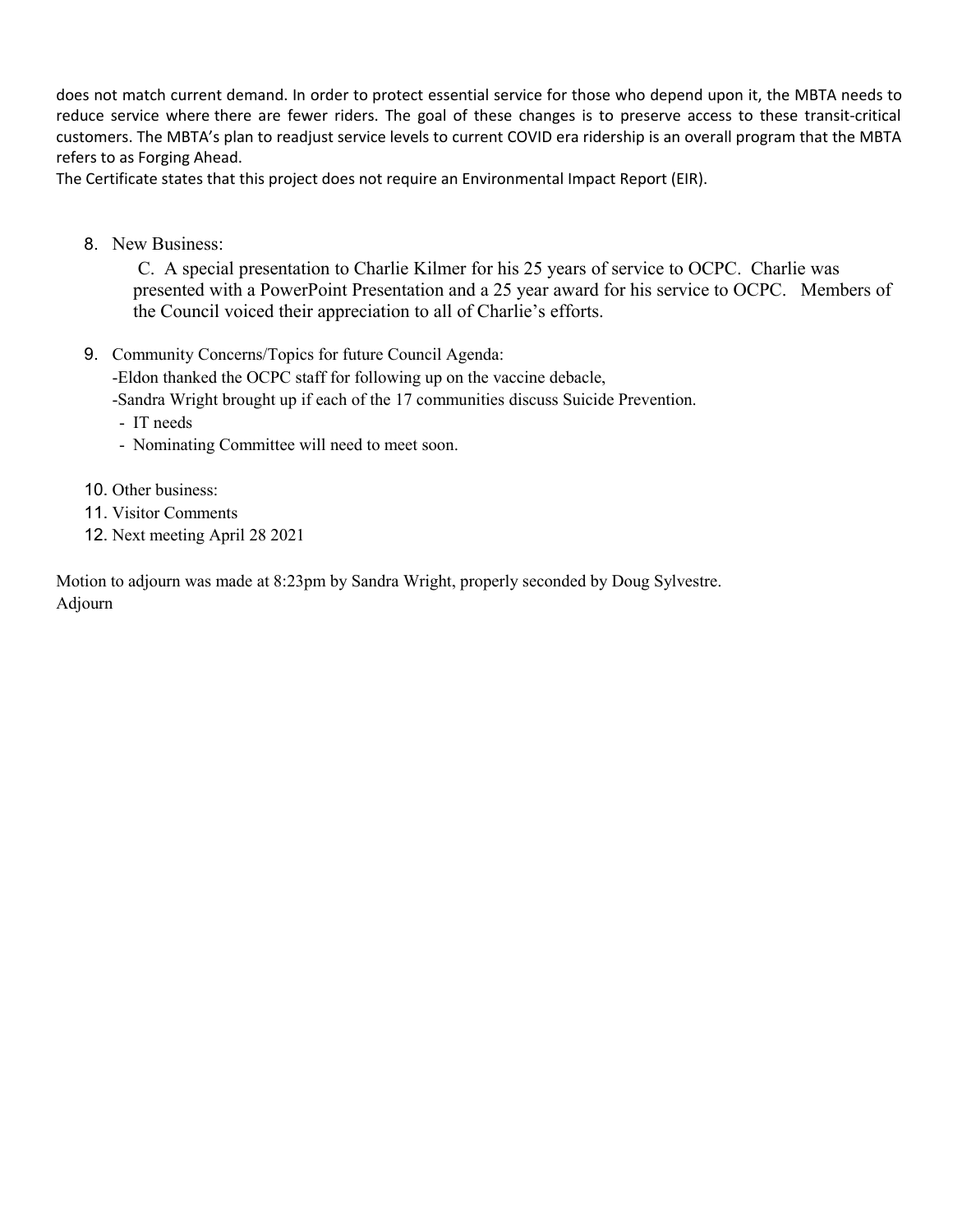does not match current demand. In order to protect essential service for those who depend upon it, the MBTA needs to reduce service where there are fewer riders. The goal of these changes is to preserve access to these transit-critical customers. The MBTA's plan to readjust service levels to current COVID era ridership is an overall program that the MBTA refers to as Forging Ahead.
The Certificate states that this project does not require an Environmental Impact Report (EIR).

8. New Business:

   C. A special presentation to Charlie Kilmer for his 25 years of service to OCPC. Charlie was presented with a PowerPoint Presentation and a 25 year award for his service to OCPC. Members of the Council voiced their appreciation to all of Charlie's efforts.

9. Community Concerns/Topics for future Council Agenda:
   -Eldon thanked the OCPC staff for following up on the vaccine debacle,
   -Sandra Wright brought up if each of the 17 communities discuss Suicide Prevention.
   - IT needs
   - Nominating Committee will need to meet soon.

10. Other business:
11. Visitor Comments
12. Next meeting April 28 2021

Motion to adjourn was made at 8:23pm by Sandra Wright, properly seconded by Doug Sylvestre.
Adjourn